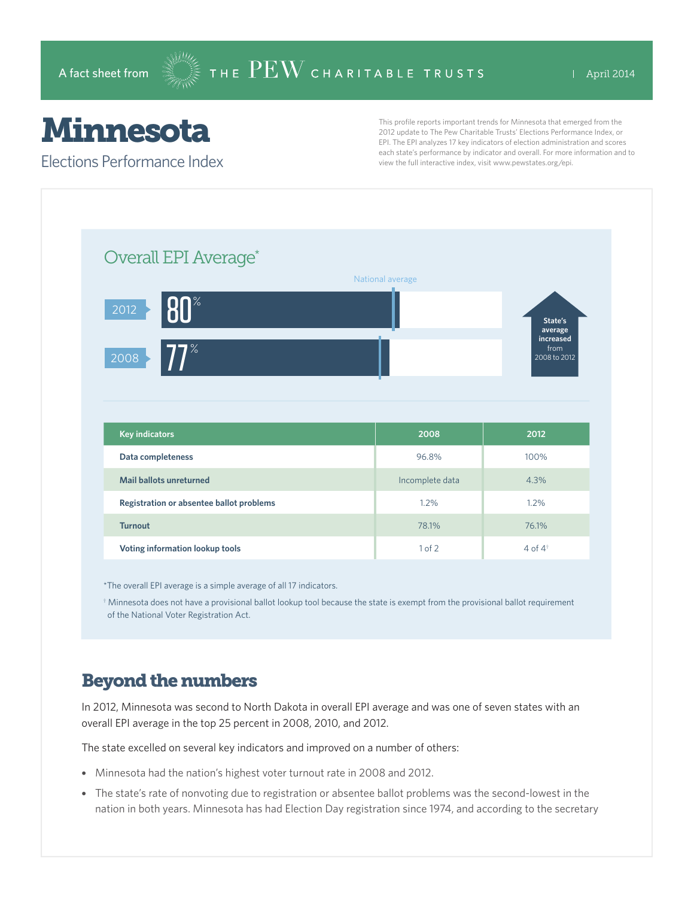A fact sheet from THE PEW CHARITABLE TRUSTS | April 2014

# Minnesota

## Elections Performance Index

This profile reports important trends for Minnesota that emerged from the 2012 update to The Pew Charitable Trusts' Elections Performance Index, or EPI. The EPI analyzes 17 key indicators of election administration and scores each state's performance by indicator and overall. For more information and to view the full interactive index, visit www.pewstates.org/epi.

### Overall EPI Average*

National average

| Year | Overall EPI Average |
|---|---|
| 2012 | 80% |
| 2008 | 77% |

**State's average increased** from 2008 to 2012

| Key indicators | 2008 | 2012 |
|---|---|---|
| Data completeness | 96.8% | 100% |
| Mail ballots unreturned | Incomplete data | 4.3% |
| Registration or absentee ballot problems | 1.2% | 1.2% |
| Turnout | 78.1% | 76.1% |
| Voting information lookup tools | 1 of 2 | 4 of 4† |

*The overall EPI average is a simple average of all 17 indicators.

† Minnesota does not have a provisional ballot lookup tool because the state is exempt from the provisional ballot requirement of the National Voter Registration Act.

## Beyond the numbers

In 2012, Minnesota was second to North Dakota in overall EPI average and was one of seven states with an overall EPI average in the top 25 percent in 2008, 2010, and 2012.

The state excelled on several key indicators and improved on a number of others:

- Minnesota had the nation's highest voter turnout rate in 2008 and 2012.
- The state's rate of nonvoting due to registration or absentee ballot problems was the second-lowest in the nation in both years. Minnesota has had Election Day registration since 1974, and according to the secretary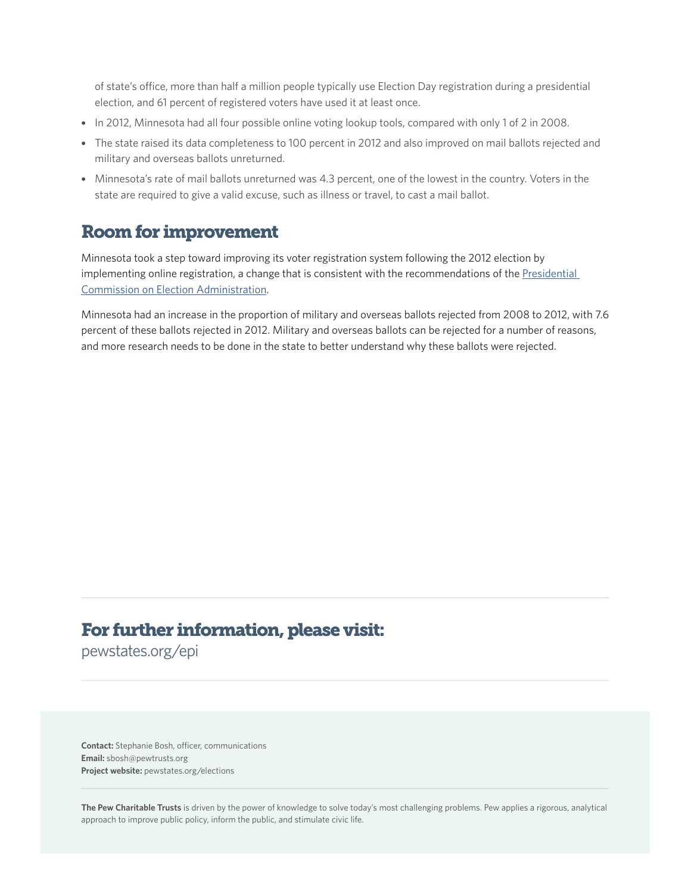of state's office, more than half a million people typically use Election Day registration during a presidential election, and 61 percent of registered voters have used it at least once.

- In 2012, Minnesota had all four possible online voting lookup tools, compared with only 1 of 2 in 2008.
- The state raised its data completeness to 100 percent in 2012 and also improved on mail ballots rejected and military and overseas ballots unreturned.
- Minnesota's rate of mail ballots unreturned was 4.3 percent, one of the lowest in the country. Voters in the state are required to give a valid excuse, such as illness or travel, to cast a mail ballot.

## Room for improvement

Minnesota took a step toward improving its voter registration system following the 2012 election by implementing online registration, a change that is consistent with the recommendations of the Presidential Commission on Election Administration.

Minnesota had an increase in the proportion of military and overseas ballots rejected from 2008 to 2012, with 7.6 percent of these ballots rejected in 2012. Military and overseas ballots can be rejected for a number of reasons, and more research needs to be done in the state to better understand why these ballots were rejected.

## For further information, please visit:

pewstates.org/epi

**Contact:** Stephanie Bosh, officer, communications
**Email:** sbosh@pewtrusts.org
**Project website:** pewstates.org/elections

**The Pew Charitable Trusts** is driven by the power of knowledge to solve today's most challenging problems. Pew applies a rigorous, analytical approach to improve public policy, inform the public, and stimulate civic life.